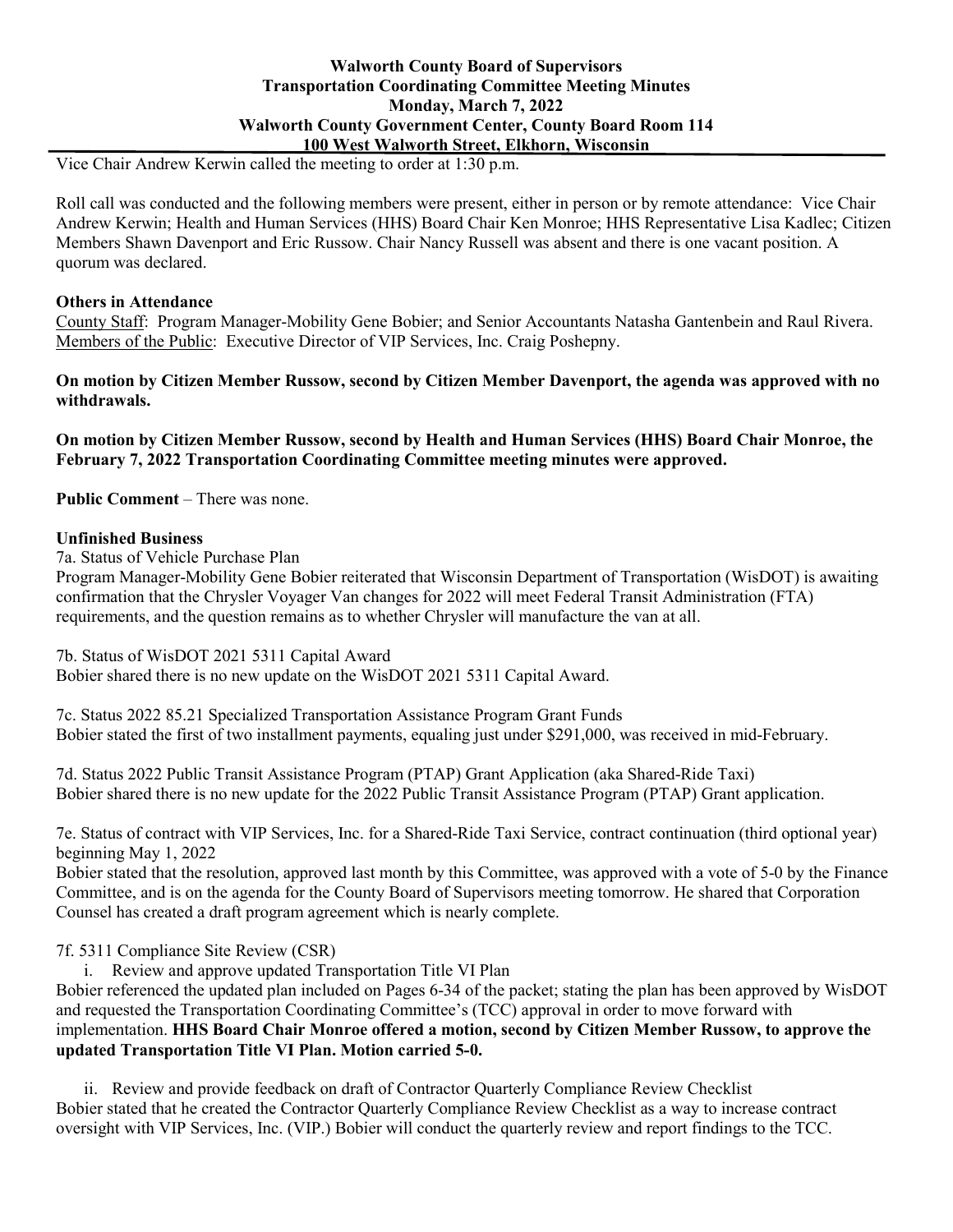# Walworth County Board of Supervisors
## Transportation Coordinating Committee Meeting Minutes
## Monday, March 7, 2022
## Walworth County Government Center, County Board Room 114
## 100 West Walworth Street, Elkhorn, Wisconsin

Vice Chair Andrew Kerwin called the meeting to order at 1:30 p.m.

Roll call was conducted and the following members were present, either in person or by remote attendance: Vice Chair Andrew Kerwin; Health and Human Services (HHS) Board Chair Ken Monroe; HHS Representative Lisa Kadlec; Citizen Members Shawn Davenport and Eric Russow. Chair Nancy Russell was absent and there is one vacant position. A quorum was declared.

**Others in Attendance**

County Staff: Program Manager-Mobility Gene Bobier; and Senior Accountants Natasha Gantenbein and Raul Rivera.
Members of the Public: Executive Director of VIP Services, Inc. Craig Poshepny.

**On motion by Citizen Member Russow, second by Citizen Member Davenport, the agenda was approved with no withdrawals.**

**On motion by Citizen Member Russow, second by Health and Human Services (HHS) Board Chair Monroe, the February 7, 2022 Transportation Coordinating Committee meeting minutes were approved.**

**Public Comment** – There was none.

**Unfinished Business**

7a. Status of Vehicle Purchase Plan
Program Manager-Mobility Gene Bobier reiterated that Wisconsin Department of Transportation (WisDOT) is awaiting confirmation that the Chrysler Voyager Van changes for 2022 will meet Federal Transit Administration (FTA) requirements, and the question remains as to whether Chrysler will manufacture the van at all.

7b. Status of WisDOT 2021 5311 Capital Award
Bobier shared there is no new update on the WisDOT 2021 5311 Capital Award.

7c. Status 2022 85.21 Specialized Transportation Assistance Program Grant Funds
Bobier stated the first of two installment payments, equaling just under $291,000, was received in mid-February.

7d. Status 2022 Public Transit Assistance Program (PTAP) Grant Application (aka Shared-Ride Taxi)
Bobier shared there is no new update for the 2022 Public Transit Assistance Program (PTAP) Grant application.

7e. Status of contract with VIP Services, Inc. for a Shared-Ride Taxi Service, contract continuation (third optional year) beginning May 1, 2022
Bobier stated that the resolution, approved last month by this Committee, was approved with a vote of 5-0 by the Finance Committee, and is on the agenda for the County Board of Supervisors meeting tomorrow. He shared that Corporation Counsel has created a draft program agreement which is nearly complete.

7f. 5311 Compliance Site Review (CSR)

i. Review and approve updated Transportation Title VI Plan

Bobier referenced the updated plan included on Pages 6-34 of the packet; stating the plan has been approved by WisDOT and requested the Transportation Coordinating Committee's (TCC) approval in order to move forward with implementation. **HHS Board Chair Monroe offered a motion, second by Citizen Member Russow, to approve the updated Transportation Title VI Plan. Motion carried 5-0.**

ii. Review and provide feedback on draft of Contractor Quarterly Compliance Review Checklist

Bobier stated that he created the Contractor Quarterly Compliance Review Checklist as a way to increase contract oversight with VIP Services, Inc. (VIP.) Bobier will conduct the quarterly review and report findings to the TCC.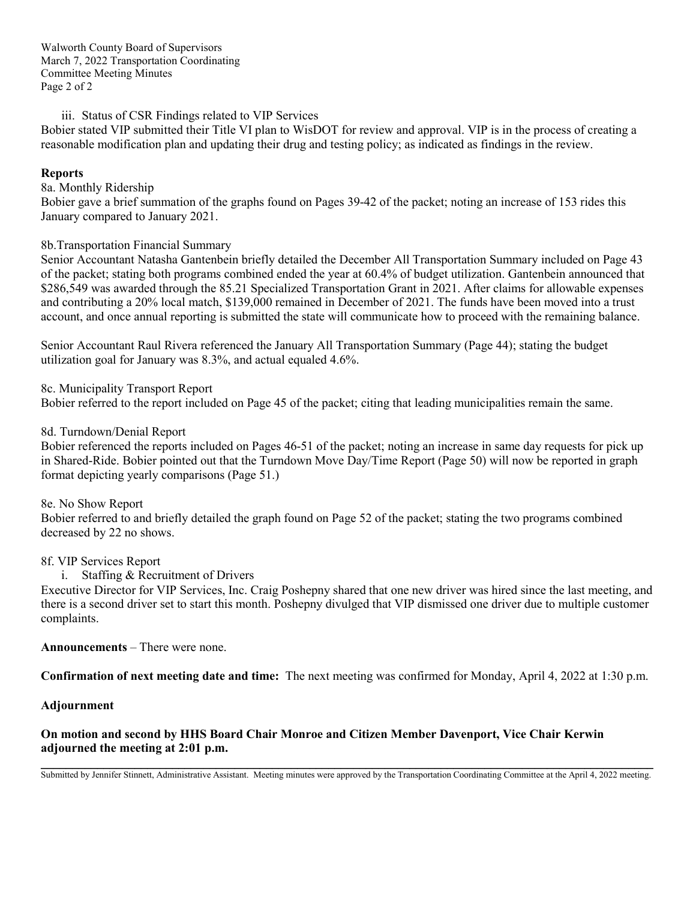iii. Status of CSR Findings related to VIP Services

Bobier stated VIP submitted their Title VI plan to WisDOT for review and approval. VIP is in the process of creating a reasonable modification plan and updating their drug and testing policy; as indicated as findings in the review.

**Reports**

8a. Monthly Ridership

Bobier gave a brief summation of the graphs found on Pages 39-42 of the packet; noting an increase of 153 rides this January compared to January 2021.

8b.Transportation Financial Summary

Senior Accountant Natasha Gantenbein briefly detailed the December All Transportation Summary included on Page 43 of the packet; stating both programs combined ended the year at 60.4% of budget utilization. Gantenbein announced that $286,549 was awarded through the 85.21 Specialized Transportation Grant in 2021. After claims for allowable expenses and contributing a 20% local match, $139,000 remained in December of 2021. The funds have been moved into a trust account, and once annual reporting is submitted the state will communicate how to proceed with the remaining balance.

Senior Accountant Raul Rivera referenced the January All Transportation Summary (Page 44); stating the budget utilization goal for January was 8.3%, and actual equaled 4.6%.

8c. Municipality Transport Report

Bobier referred to the report included on Page 45 of the packet; citing that leading municipalities remain the same.

8d. Turndown/Denial Report

Bobier referenced the reports included on Pages 46-51 of the packet; noting an increase in same day requests for pick up in Shared-Ride. Bobier pointed out that the Turndown Move Day/Time Report (Page 50) will now be reported in graph format depicting yearly comparisons (Page 51.)

8e. No Show Report

Bobier referred to and briefly detailed the graph found on Page 52 of the packet; stating the two programs combined decreased by 22 no shows.

8f. VIP Services Report

i. Staffing & Recruitment of Drivers

Executive Director for VIP Services, Inc. Craig Poshepny shared that one new driver was hired since the last meeting, and there is a second driver set to start this month. Poshepny divulged that VIP dismissed one driver due to multiple customer complaints.

**Announcements** – There were none.

**Confirmation of next meeting date and time:** The next meeting was confirmed for Monday, April 4, 2022 at 1:30 p.m.

**Adjournment**

**On motion and second by HHS Board Chair Monroe and Citizen Member Davenport, Vice Chair Kerwin adjourned the meeting at 2:01 p.m.**

Submitted by Jennifer Stinnett, Administrative Assistant. Meeting minutes were approved by the Transportation Coordinating Committee at the April 4, 2022 meeting.